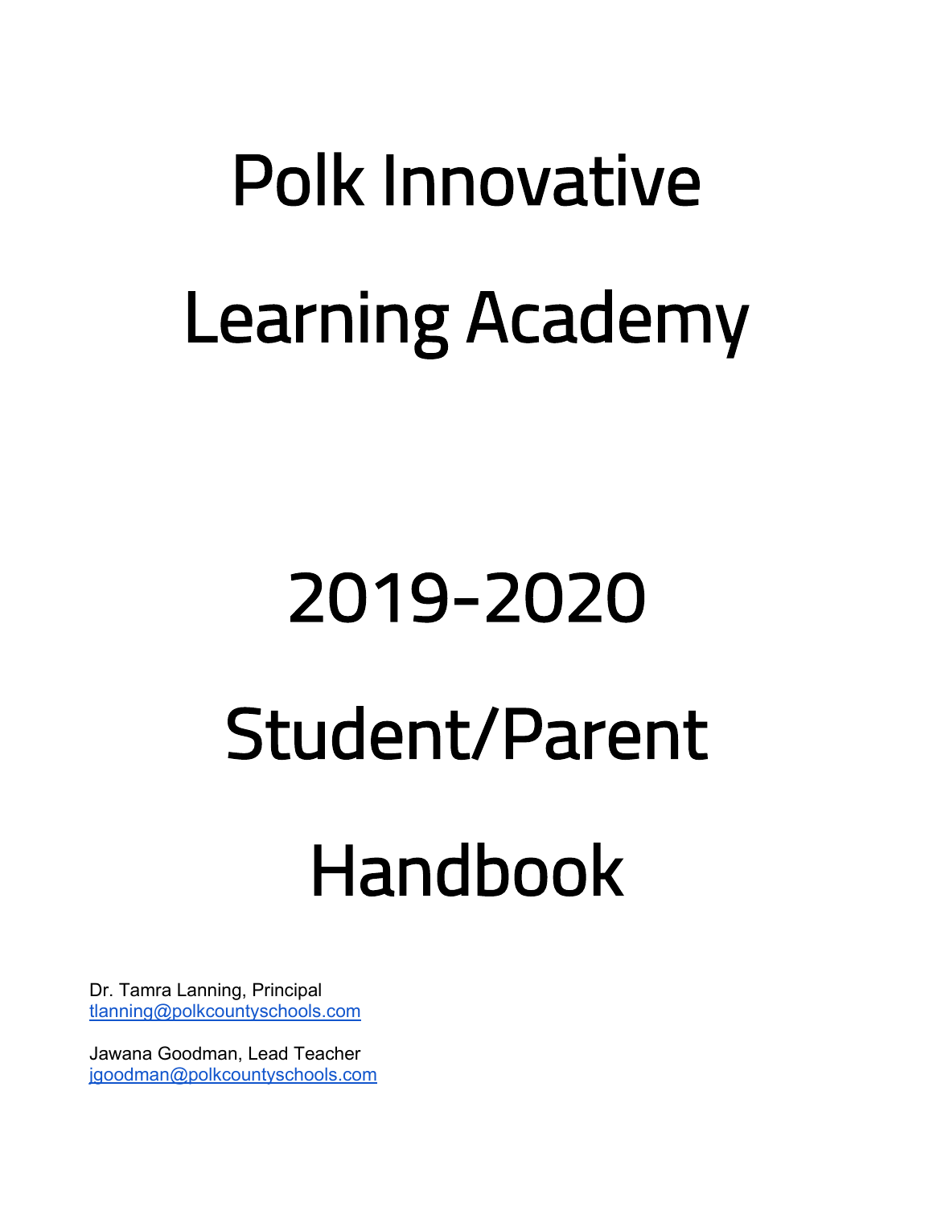# Polk Innovative Learning Academy

# 2019-2020 Student/Parent Handbook

Dr. Tamra Lanning, Principal
tlanning@polkcountyschools.com

Jawana Goodman, Lead Teacher
jgoodman@polkcountyschools.com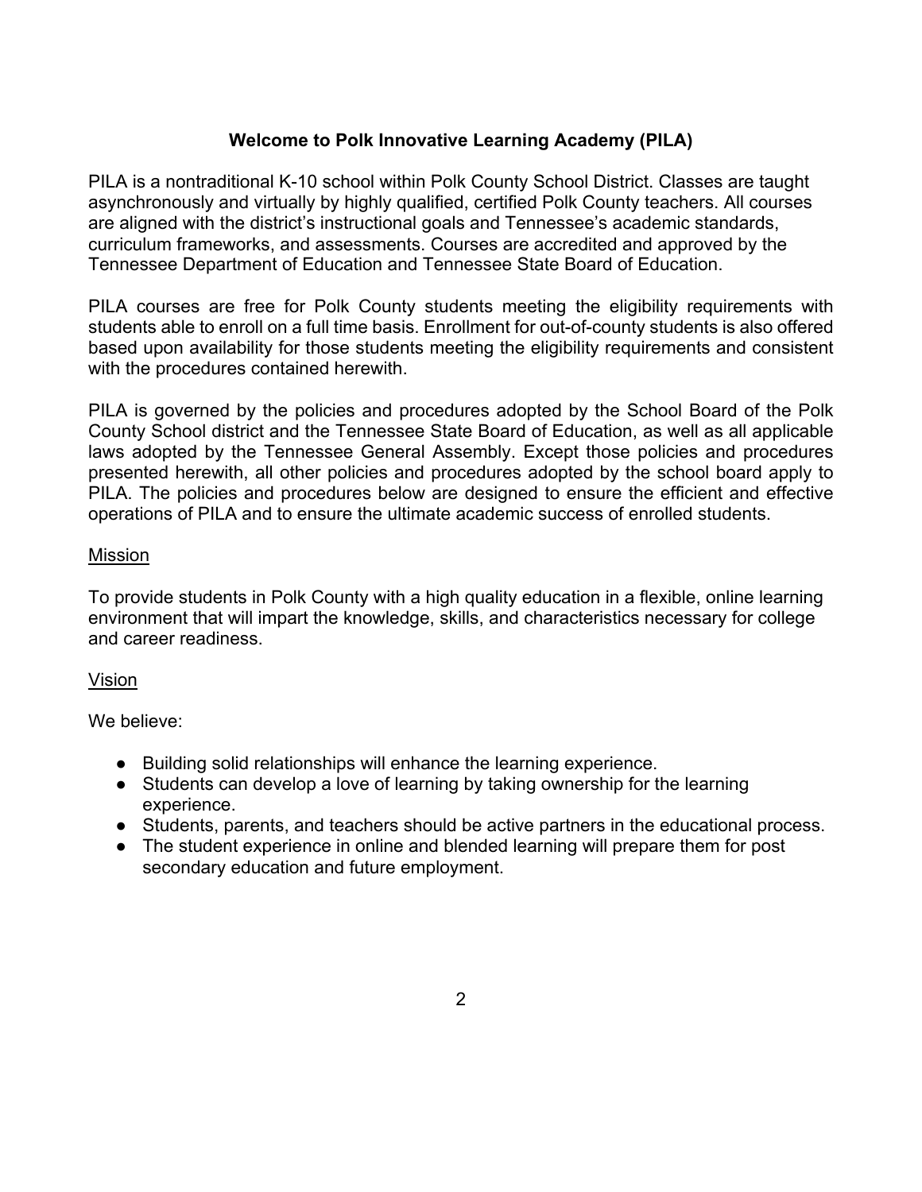# Welcome to Polk Innovative Learning Academy (PILA)

PILA is a nontraditional K-10 school within Polk County School District. Classes are taught asynchronously and virtually by highly qualified, certified Polk County teachers. All courses are aligned with the district's instructional goals and Tennessee's academic standards, curriculum frameworks, and assessments. Courses are accredited and approved by the Tennessee Department of Education and Tennessee State Board of Education.

PILA courses are free for Polk County students meeting the eligibility requirements with students able to enroll on a full time basis. Enrollment for out-of-county students is also offered based upon availability for those students meeting the eligibility requirements and consistent with the procedures contained herewith.

PILA is governed by the policies and procedures adopted by the School Board of the Polk County School district and the Tennessee State Board of Education, as well as all applicable laws adopted by the Tennessee General Assembly. Except those policies and procedures presented herewith, all other policies and procedures adopted by the school board apply to PILA. The policies and procedures below are designed to ensure the efficient and effective operations of PILA and to ensure the ultimate academic success of enrolled students.

## Mission

To provide students in Polk County with a high quality education in a flexible, online learning environment that will impart the knowledge, skills, and characteristics necessary for college and career readiness.

## Vision

We believe:

- Building solid relationships will enhance the learning experience.
- Students can develop a love of learning by taking ownership for the learning experience.
- Students, parents, and teachers should be active partners in the educational process.
- The student experience in online and blended learning will prepare them for post secondary education and future employment.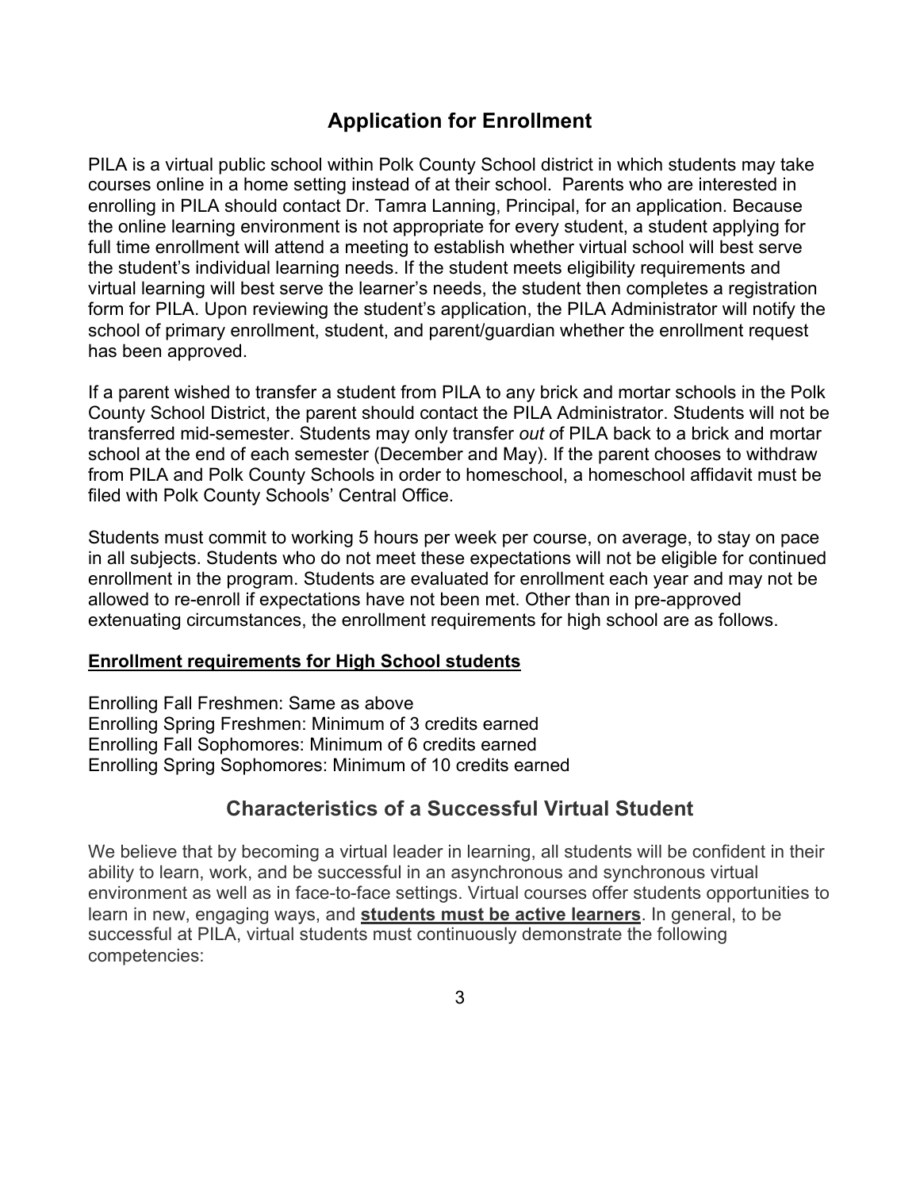## Application for Enrollment

PILA is a virtual public school within Polk County School district in which students may take courses online in a home setting instead of at their school. Parents who are interested in enrolling in PILA should contact Dr. Tamra Lanning, Principal, for an application. Because the online learning environment is not appropriate for every student, a student applying for full time enrollment will attend a meeting to establish whether virtual school will best serve the student's individual learning needs. If the student meets eligibility requirements and virtual learning will best serve the learner's needs, the student then completes a registration form for PILA. Upon reviewing the student's application, the PILA Administrator will notify the school of primary enrollment, student, and parent/guardian whether the enrollment request has been approved.

If a parent wished to transfer a student from PILA to any brick and mortar schools in the Polk County School District, the parent should contact the PILA Administrator. Students will not be transferred mid-semester. Students may only transfer *out o*f PILA back to a brick and mortar school at the end of each semester (December and May). If the parent chooses to withdraw from PILA and Polk County Schools in order to homeschool, a homeschool affidavit must be filed with Polk County Schools' Central Office.

Students must commit to working 5 hours per week per course, on average, to stay on pace in all subjects. Students who do not meet these expectations will not be eligible for continued enrollment in the program. Students are evaluated for enrollment each year and may not be allowed to re-enroll if expectations have not been met. Other than in pre-approved extenuating circumstances, the enrollment requirements for high school are as follows.

**Enrollment requirements for High School students**

Enrolling Fall Freshmen: Same as above
Enrolling Spring Freshmen: Minimum of 3 credits earned
Enrolling Fall Sophomores: Minimum of 6 credits earned
Enrolling Spring Sophomores: Minimum of 10 credits earned

## Characteristics of a Successful Virtual Student

We believe that by becoming a virtual leader in learning, all students will be confident in their ability to learn, work, and be successful in an asynchronous and synchronous virtual environment as well as in face-to-face settings. Virtual courses offer students opportunities to learn in new, engaging ways, and **students must be active learners**. In general, to be successful at PILA, virtual students must continuously demonstrate the following competencies: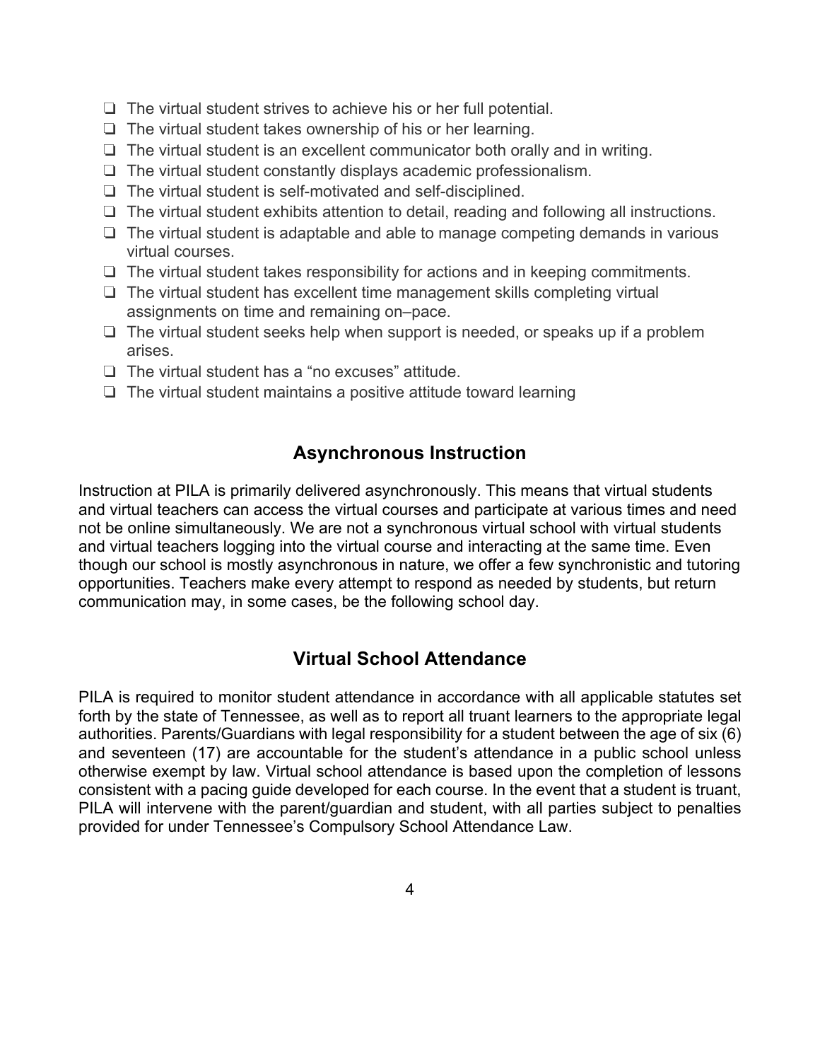- ❑ The virtual student strives to achieve his or her full potential.
- ❑ The virtual student takes ownership of his or her learning.
- ❑ The virtual student is an excellent communicator both orally and in writing.
- ❑ The virtual student constantly displays academic professionalism.
- ❑ The virtual student is self-motivated and self-disciplined.
- ❑ The virtual student exhibits attention to detail, reading and following all instructions.
- ❑ The virtual student is adaptable and able to manage competing demands in various virtual courses.
- ❑ The virtual student takes responsibility for actions and in keeping commitments.
- ❑ The virtual student has excellent time management skills completing virtual assignments on time and remaining on–pace.
- ❑ The virtual student seeks help when support is needed, or speaks up if a problem arises.
- ❑ The virtual student has a “no excuses” attitude.
- ❑ The virtual student maintains a positive attitude toward learning

## Asynchronous Instruction

Instruction at PILA is primarily delivered asynchronously. This means that virtual students and virtual teachers can access the virtual courses and participate at various times and need not be online simultaneously. We are not a synchronous virtual school with virtual students and virtual teachers logging into the virtual course and interacting at the same time. Even though our school is mostly asynchronous in nature, we offer a few synchronistic and tutoring opportunities. Teachers make every attempt to respond as needed by students, but return communication may, in some cases, be the following school day.

## Virtual School Attendance

PILA is required to monitor student attendance in accordance with all applicable statutes set forth by the state of Tennessee, as well as to report all truant learners to the appropriate legal authorities. Parents/Guardians with legal responsibility for a student between the age of six (6) and seventeen (17) are accountable for the student’s attendance in a public school unless otherwise exempt by law. Virtual school attendance is based upon the completion of lessons consistent with a pacing guide developed for each course. In the event that a student is truant, PILA will intervene with the parent/guardian and student, with all parties subject to penalties provided for under Tennessee’s Compulsory School Attendance Law.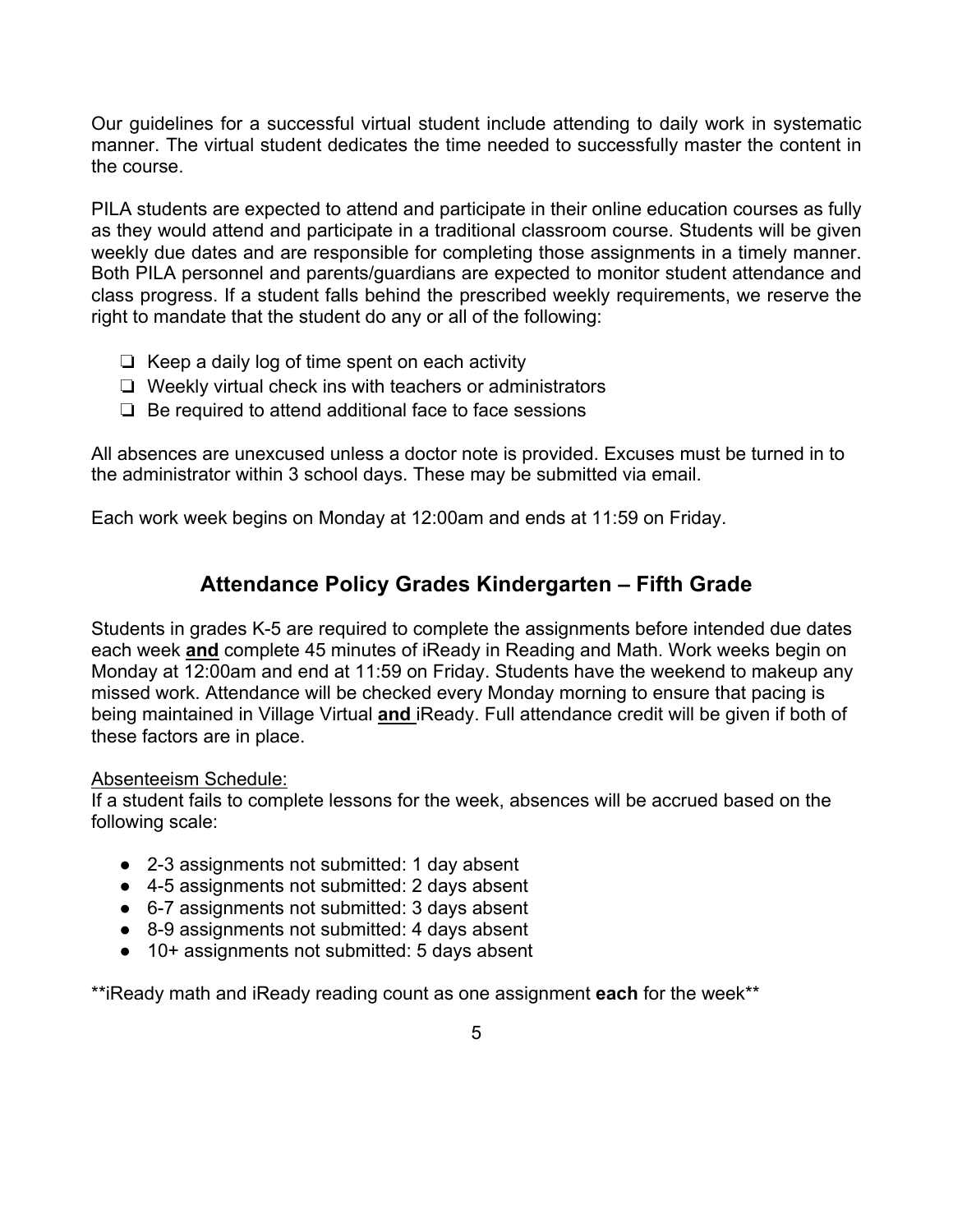Our guidelines for a successful virtual student include attending to daily work in systematic manner. The virtual student dedicates the time needed to successfully master the content in the course.

PILA students are expected to attend and participate in their online education courses as fully as they would attend and participate in a traditional classroom course. Students will be given weekly due dates and are responsible for completing those assignments in a timely manner. Both PILA personnel and parents/guardians are expected to monitor student attendance and class progress. If a student falls behind the prescribed weekly requirements, we reserve the right to mandate that the student do any or all of the following:

- [ ] Keep a daily log of time spent on each activity
- [ ] Weekly virtual check ins with teachers or administrators
- [ ] Be required to attend additional face to face sessions

All absences are unexcused unless a doctor note is provided. Excuses must be turned in to the administrator within 3 school days. These may be submitted via email.

Each work week begins on Monday at 12:00am and ends at 11:59 on Friday.

## Attendance Policy Grades Kindergarten – Fifth Grade

Students in grades K-5 are required to complete the assignments before intended due dates each week **<u>and</u>** complete 45 minutes of iReady in Reading and Math. Work weeks begin on Monday at 12:00am and end at 11:59 on Friday. Students have the weekend to makeup any missed work. Attendance will be checked every Monday morning to ensure that pacing is being maintained in Village Virtual **<u>and</u>** iReady. Full attendance credit will be given if both of these factors are in place.

<u>Absenteeism Schedule:</u>
If a student fails to complete lessons for the week, absences will be accrued based on the following scale:

- 2-3 assignments not submitted: 1 day absent
- 4-5 assignments not submitted: 2 days absent
- 6-7 assignments not submitted: 3 days absent
- 8-9 assignments not submitted: 4 days absent
- 10+ assignments not submitted: 5 days absent

**iReady math and iReady reading count as one assignment **each** for the week**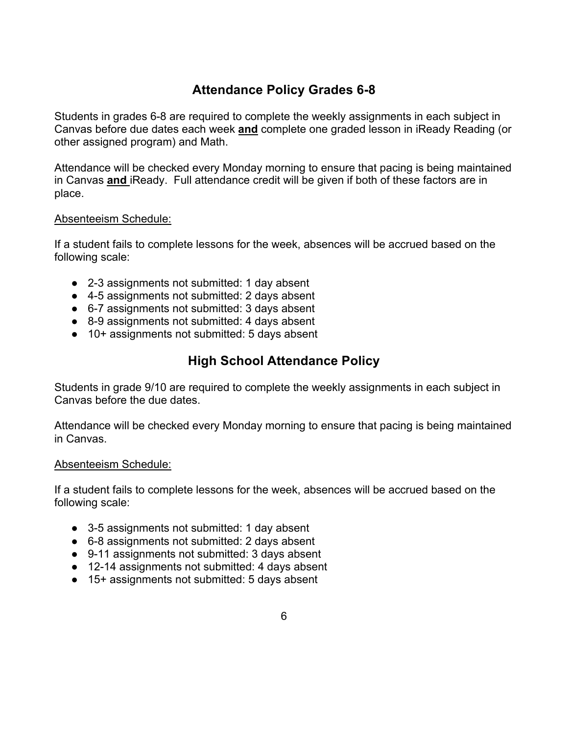## Attendance Policy Grades 6-8

Students in grades 6-8 are required to complete the weekly assignments in each subject in Canvas before due dates each week **and** complete one graded lesson in iReady Reading (or other assigned program) and Math.

Attendance will be checked every Monday morning to ensure that pacing is being maintained in Canvas **and** iReady. Full attendance credit will be given if both of these factors are in place.

Absenteeism Schedule:

If a student fails to complete lessons for the week, absences will be accrued based on the following scale:

- 2-3 assignments not submitted: 1 day absent
- 4-5 assignments not submitted: 2 days absent
- 6-7 assignments not submitted: 3 days absent
- 8-9 assignments not submitted: 4 days absent
- 10+ assignments not submitted: 5 days absent

## High School Attendance Policy

Students in grade 9/10 are required to complete the weekly assignments in each subject in Canvas before the due dates.

Attendance will be checked every Monday morning to ensure that pacing is being maintained in Canvas.

Absenteeism Schedule:

If a student fails to complete lessons for the week, absences will be accrued based on the following scale:

- 3-5 assignments not submitted: 1 day absent
- 6-8 assignments not submitted: 2 days absent
- 9-11 assignments not submitted: 3 days absent
- 12-14 assignments not submitted: 4 days absent
- 15+ assignments not submitted: 5 days absent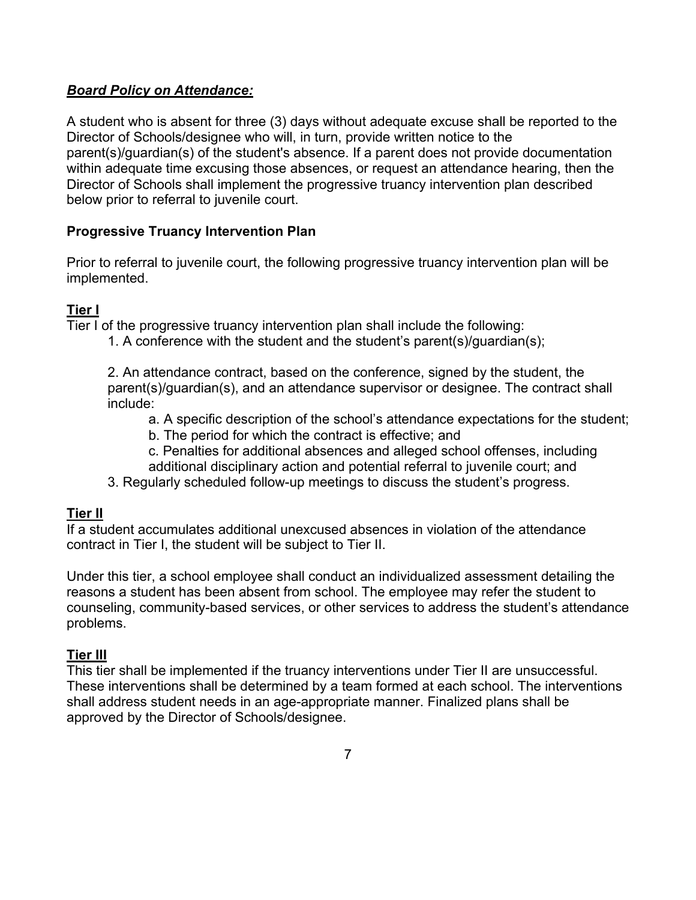***Board Policy on Attendance:***

A student who is absent for three (3) days without adequate excuse shall be reported to the Director of Schools/designee who will, in turn, provide written notice to the parent(s)/guardian(s) of the student's absence. If a parent does not provide documentation within adequate time excusing those absences, or request an attendance hearing, then the Director of Schools shall implement the progressive truancy intervention plan described below prior to referral to juvenile court.

**Progressive Truancy Intervention Plan**

Prior to referral to juvenile court, the following progressive truancy intervention plan will be implemented.

**Tier I**

Tier I of the progressive truancy intervention plan shall include the following:

1. A conference with the student and the student's parent(s)/guardian(s);

2. An attendance contract, based on the conference, signed by the student, the parent(s)/guardian(s), and an attendance supervisor or designee. The contract shall include:
   a. A specific description of the school's attendance expectations for the student;
   b. The period for which the contract is effective; and
   c. Penalties for additional absences and alleged school offenses, including additional disciplinary action and potential referral to juvenile court; and
3. Regularly scheduled follow-up meetings to discuss the student's progress.

**Tier II**

If a student accumulates additional unexcused absences in violation of the attendance contract in Tier I, the student will be subject to Tier II.

Under this tier, a school employee shall conduct an individualized assessment detailing the reasons a student has been absent from school. The employee may refer the student to counseling, community-based services, or other services to address the student's attendance problems.

**Tier III**

This tier shall be implemented if the truancy interventions under Tier II are unsuccessful. These interventions shall be determined by a team formed at each school. The interventions shall address student needs in an age-appropriate manner. Finalized plans shall be approved by the Director of Schools/designee.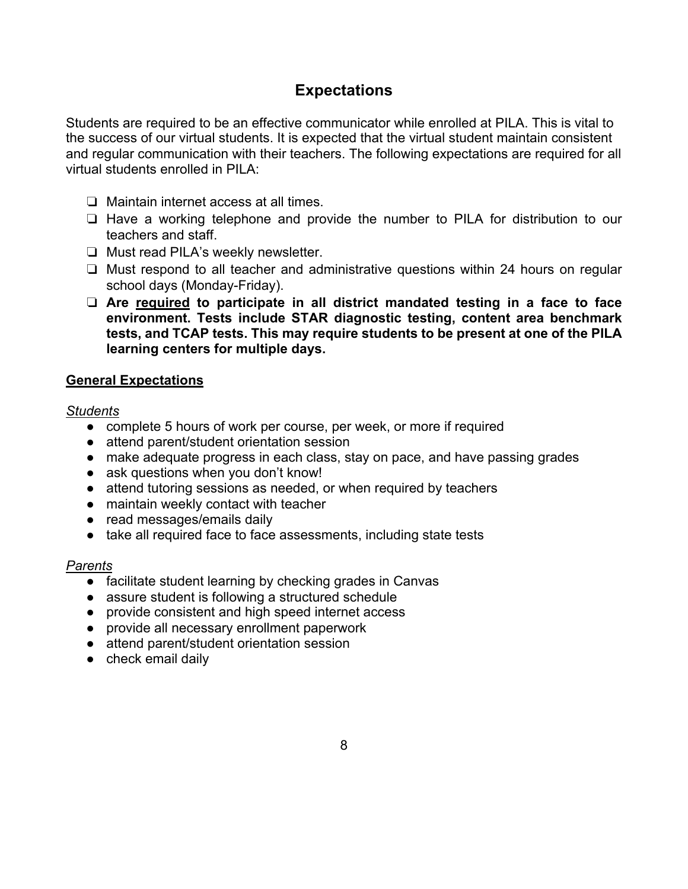## Expectations

Students are required to be an effective communicator while enrolled at PILA. This is vital to the success of our virtual students. It is expected that the virtual student maintain consistent and regular communication with their teachers. The following expectations are required for all virtual students enrolled in PILA:

- ❏ Maintain internet access at all times.
- ❏ Have a working telephone and provide the number to PILA for distribution to our teachers and staff.
- ❏ Must read PILA's weekly newsletter.
- ❏ Must respond to all teacher and administrative questions within 24 hours on regular school days (Monday-Friday).
- ❏ **Are <u>required</u> to participate in all district mandated testing in a face to face environment. Tests include STAR diagnostic testing, content area benchmark tests, and TCAP tests. This may require students to be present at one of the PILA learning centers for multiple days.**

### <u>General Expectations</u>

*<u>Students</u>*

- complete 5 hours of work per course, per week, or more if required
- attend parent/student orientation session
- make adequate progress in each class, stay on pace, and have passing grades
- ask questions when you don't know!
- attend tutoring sessions as needed, or when required by teachers
- maintain weekly contact with teacher
- read messages/emails daily
- take all required face to face assessments, including state tests

*<u>Parents</u>*

- facilitate student learning by checking grades in Canvas
- assure student is following a structured schedule
- provide consistent and high speed internet access
- provide all necessary enrollment paperwork
- attend parent/student orientation session
- check email daily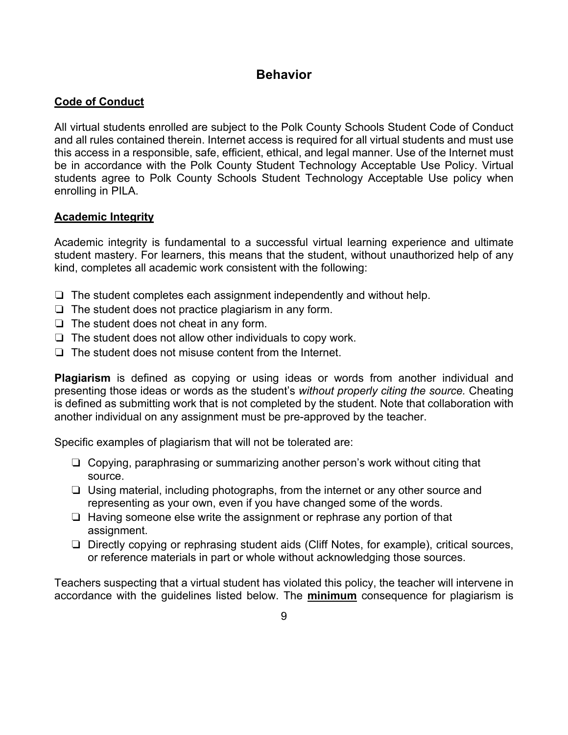# Behavior

## Code of Conduct

All virtual students enrolled are subject to the Polk County Schools Student Code of Conduct and all rules contained therein. Internet access is required for all virtual students and must use this access in a responsible, safe, efficient, ethical, and legal manner. Use of the Internet must be in accordance with the Polk County Student Technology Acceptable Use Policy. Virtual students agree to Polk County Schools Student Technology Acceptable Use policy when enrolling in PILA.

## Academic Integrity

Academic integrity is fundamental to a successful virtual learning experience and ultimate student mastery. For learners, this means that the student, without unauthorized help of any kind, completes all academic work consistent with the following:

- ❏ The student completes each assignment independently and without help.
- ❏ The student does not practice plagiarism in any form.
- ❏ The student does not cheat in any form.
- ❏ The student does not allow other individuals to copy work.
- ❏ The student does not misuse content from the Internet.

**Plagiarism** is defined as copying or using ideas or words from another individual and presenting those ideas or words as the student's *without properly citing the source.* Cheating is defined as submitting work that is not completed by the student. Note that collaboration with another individual on any assignment must be pre-approved by the teacher.

Specific examples of plagiarism that will not be tolerated are:

- ❏ Copying, paraphrasing or summarizing another person's work without citing that source.
- ❏ Using material, including photographs, from the internet or any other source and representing as your own, even if you have changed some of the words.
- ❏ Having someone else write the assignment or rephrase any portion of that assignment.
- ❏ Directly copying or rephrasing student aids (Cliff Notes, for example), critical sources, or reference materials in part or whole without acknowledging those sources.

Teachers suspecting that a virtual student has violated this policy, the teacher will intervene in accordance with the guidelines listed below. The **minimum** consequence for plagiarism is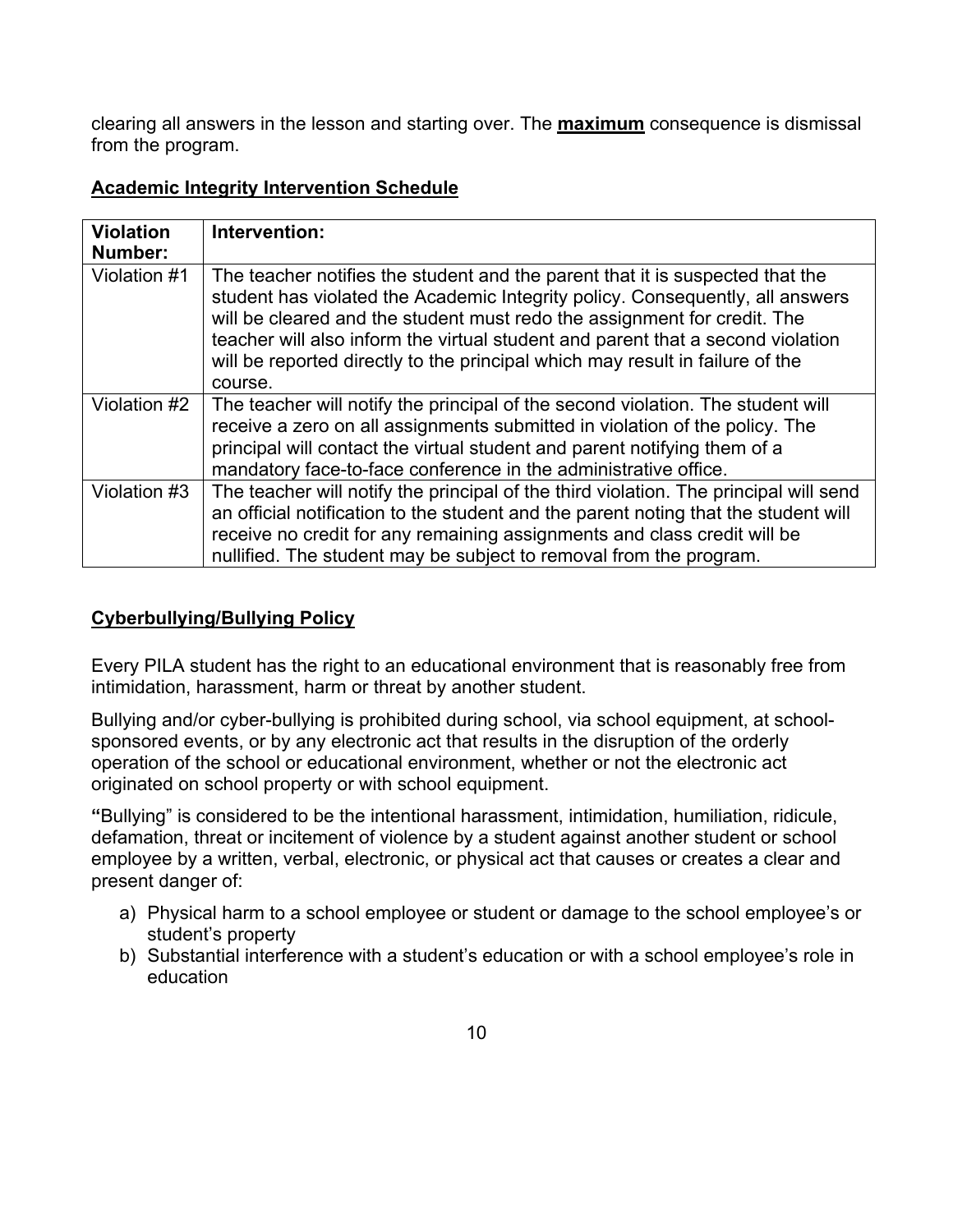clearing all answers in the lesson and starting over. The **maximum** consequence is dismissal from the program.

### Academic Integrity Intervention Schedule

| Violation Number: | Intervention: |
|---|---|
| Violation #1 | The teacher notifies the student and the parent that it is suspected that the student has violated the Academic Integrity policy. Consequently, all answers will be cleared and the student must redo the assignment for credit. The teacher will also inform the virtual student and parent that a second violation will be reported directly to the principal which may result in failure of the course. |
| Violation #2 | The teacher will notify the principal of the second violation. The student will receive a zero on all assignments submitted in violation of the policy. The principal will contact the virtual student and parent notifying them of a mandatory face-to-face conference in the administrative office. |
| Violation #3 | The teacher will notify the principal of the third violation. The principal will send an official notification to the student and the parent noting that the student will receive no credit for any remaining assignments and class credit will be nullified. The student may be subject to removal from the program. |

### Cyberbullying/Bullying Policy

Every PILA student has the right to an educational environment that is reasonably free from intimidation, harassment, harm or threat by another student.

Bullying and/or cyber-bullying is prohibited during school, via school equipment, at school-sponsored events, or by any electronic act that results in the disruption of the orderly operation of the school or educational environment, whether or not the electronic act originated on school property or with school equipment.

**"**Bullying" is considered to be the intentional harassment, intimidation, humiliation, ridicule, defamation, threat or incitement of violence by a student against another student or school employee by a written, verbal, electronic, or physical act that causes or creates a clear and present danger of:

a) Physical harm to a school employee or student or damage to the school employee's or student's property
b) Substantial interference with a student's education or with a school employee's role in education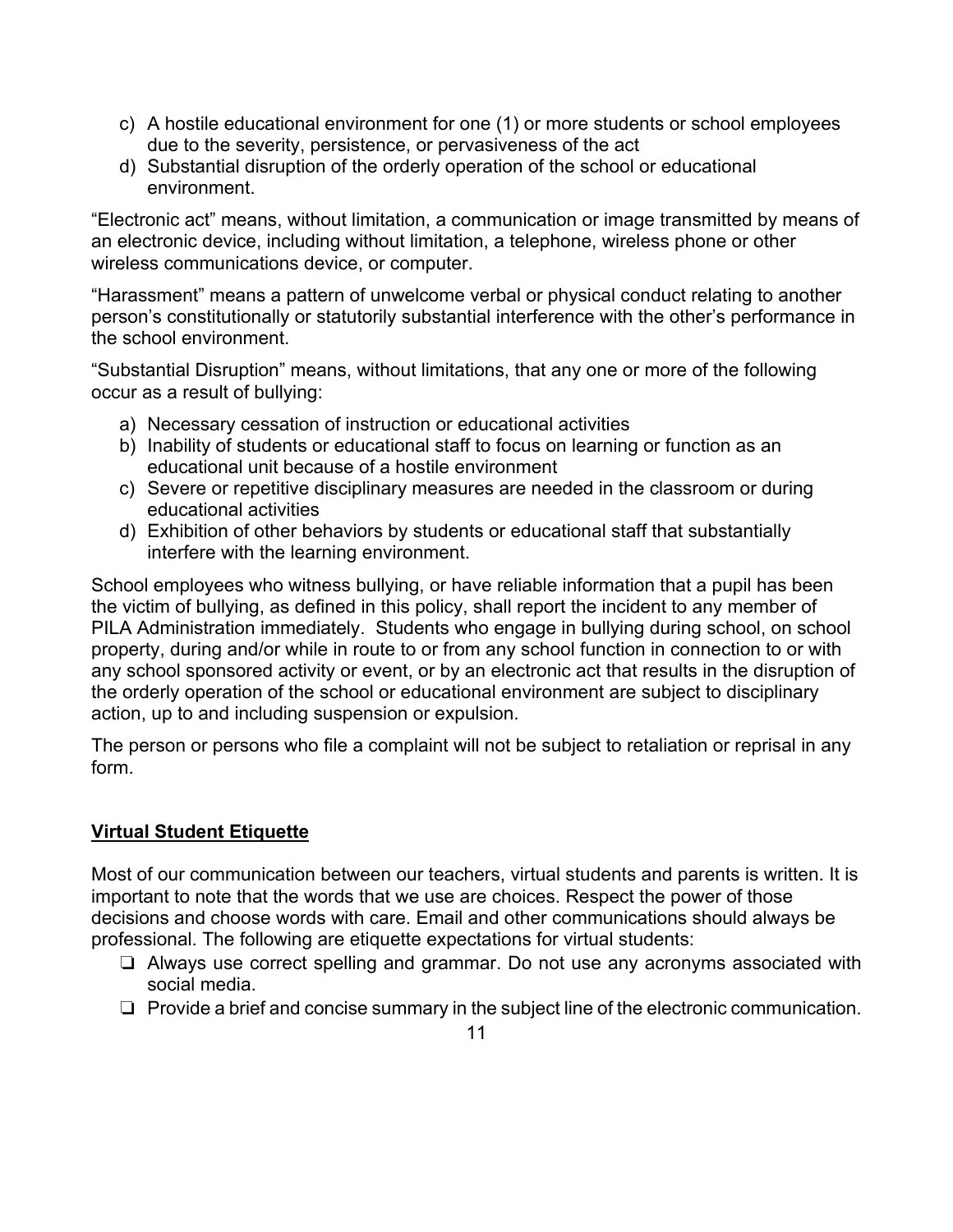c) A hostile educational environment for one (1) or more students or school employees due to the severity, persistence, or pervasiveness of the act
d) Substantial disruption of the orderly operation of the school or educational environment.

“Electronic act” means, without limitation, a communication or image transmitted by means of an electronic device, including without limitation, a telephone, wireless phone or other wireless communications device, or computer.

“Harassment” means a pattern of unwelcome verbal or physical conduct relating to another person’s constitutionally or statutorily substantial interference with the other’s performance in the school environment.

“Substantial Disruption” means, without limitations, that any one or more of the following occur as a result of bullying:

a) Necessary cessation of instruction or educational activities
b) Inability of students or educational staff to focus on learning or function as an educational unit because of a hostile environment
c) Severe or repetitive disciplinary measures are needed in the classroom or during educational activities
d) Exhibition of other behaviors by students or educational staff that substantially interfere with the learning environment.

School employees who witness bullying, or have reliable information that a pupil has been the victim of bullying, as defined in this policy, shall report the incident to any member of PILA Administration immediately. Students who engage in bullying during school, on school property, during and/or while in route to or from any school function in connection to or with any school sponsored activity or event, or by an electronic act that results in the disruption of the orderly operation of the school or educational environment are subject to disciplinary action, up to and including suspension or expulsion.

The person or persons who file a complaint will not be subject to retaliation or reprisal in any form.

**Virtual Student Etiquette**

Most of our communication between our teachers, virtual students and parents is written. It is important to note that the words that we use are choices. Respect the power of those decisions and choose words with care. Email and other communications should always be professional. The following are etiquette expectations for virtual students:

- ❏ Always use correct spelling and grammar. Do not use any acronyms associated with social media.
- ❏ Provide a brief and concise summary in the subject line of the electronic communication.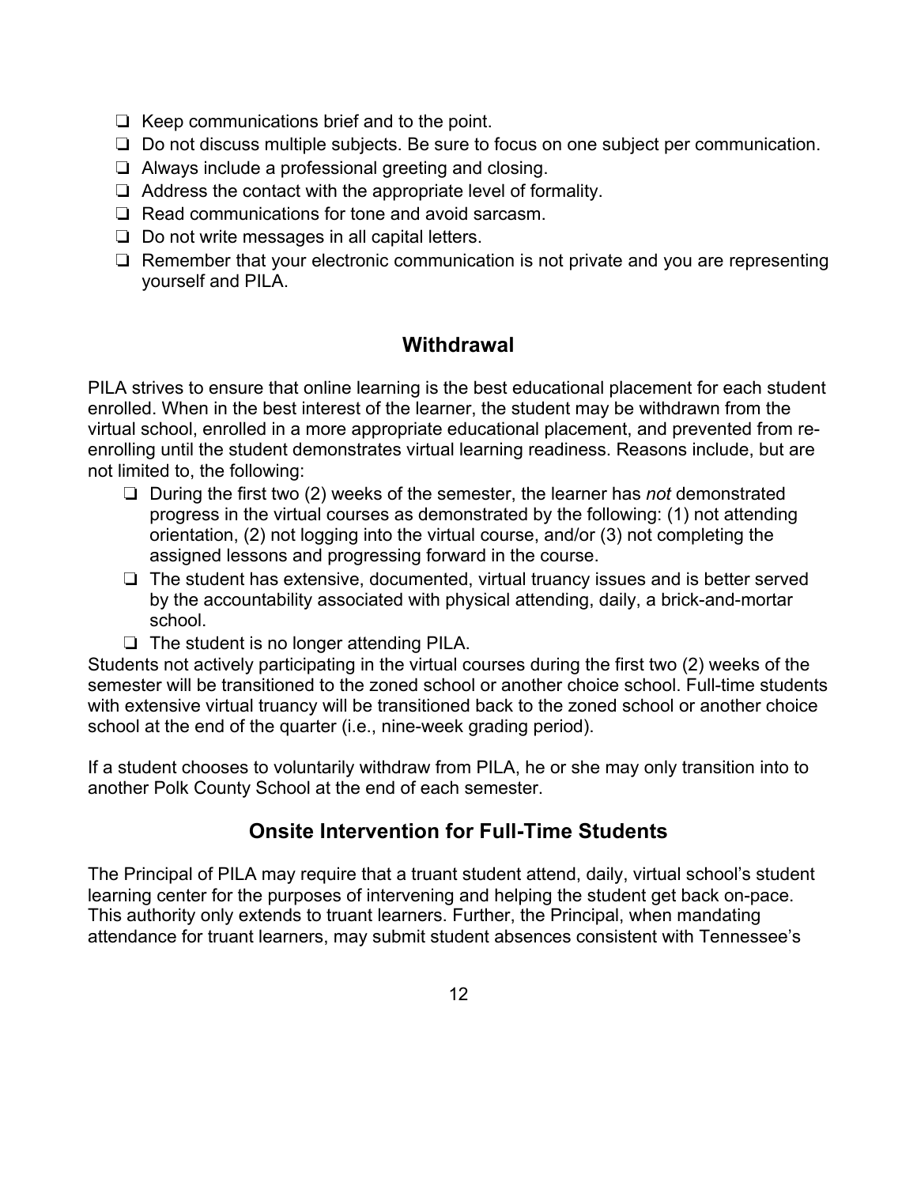- ❑ Keep communications brief and to the point.
- ❑ Do not discuss multiple subjects. Be sure to focus on one subject per communication.
- ❑ Always include a professional greeting and closing.
- ❑ Address the contact with the appropriate level of formality.
- ❑ Read communications for tone and avoid sarcasm.
- ❑ Do not write messages in all capital letters.
- ❑ Remember that your electronic communication is not private and you are representing yourself and PILA.

## Withdrawal

PILA strives to ensure that online learning is the best educational placement for each student enrolled. When in the best interest of the learner, the student may be withdrawn from the virtual school, enrolled in a more appropriate educational placement, and prevented from re-enrolling until the student demonstrates virtual learning readiness. Reasons include, but are not limited to, the following:

- ❑ During the first two (2) weeks of the semester, the learner has *not* demonstrated progress in the virtual courses as demonstrated by the following: (1) not attending orientation, (2) not logging into the virtual course, and/or (3) not completing the assigned lessons and progressing forward in the course.
- ❑ The student has extensive, documented, virtual truancy issues and is better served by the accountability associated with physical attending, daily, a brick-and-mortar school.
- ❑ The student is no longer attending PILA.

Students not actively participating in the virtual courses during the first two (2) weeks of the semester will be transitioned to the zoned school or another choice school. Full-time students with extensive virtual truancy will be transitioned back to the zoned school or another choice school at the end of the quarter (i.e., nine-week grading period).

If a student chooses to voluntarily withdraw from PILA, he or she may only transition into to another Polk County School at the end of each semester.

## Onsite Intervention for Full-Time Students

The Principal of PILA may require that a truant student attend, daily, virtual school's student learning center for the purposes of intervening and helping the student get back on-pace. This authority only extends to truant learners. Further, the Principal, when mandating attendance for truant learners, may submit student absences consistent with Tennessee's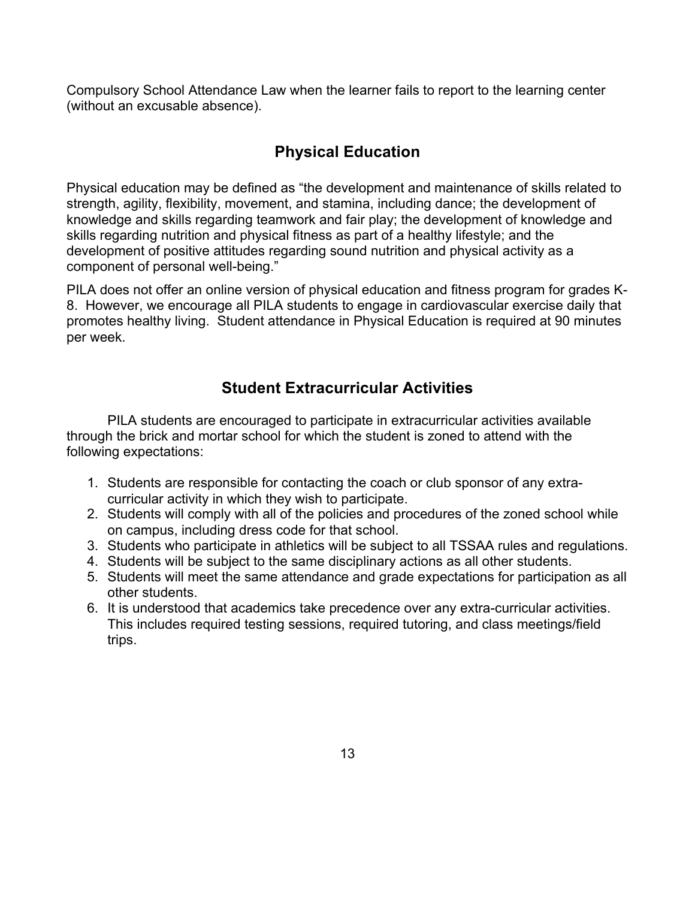Compulsory School Attendance Law when the learner fails to report to the learning center (without an excusable absence).

## Physical Education

Physical education may be defined as "the development and maintenance of skills related to strength, agility, flexibility, movement, and stamina, including dance; the development of knowledge and skills regarding teamwork and fair play; the development of knowledge and skills regarding nutrition and physical fitness as part of a healthy lifestyle; and the development of positive attitudes regarding sound nutrition and physical activity as a component of personal well-being."

PILA does not offer an online version of physical education and fitness program for grades K-8. However, we encourage all PILA students to engage in cardiovascular exercise daily that promotes healthy living. Student attendance in Physical Education is required at 90 minutes per week.

## Student Extracurricular Activities

PILA students are encouraged to participate in extracurricular activities available through the brick and mortar school for which the student is zoned to attend with the following expectations:

1. Students are responsible for contacting the coach or club sponsor of any extra-curricular activity in which they wish to participate.
2. Students will comply with all of the policies and procedures of the zoned school while on campus, including dress code for that school.
3. Students who participate in athletics will be subject to all TSSAA rules and regulations.
4. Students will be subject to the same disciplinary actions as all other students.
5. Students will meet the same attendance and grade expectations for participation as all other students.
6. It is understood that academics take precedence over any extra-curricular activities. This includes required testing sessions, required tutoring, and class meetings/field trips.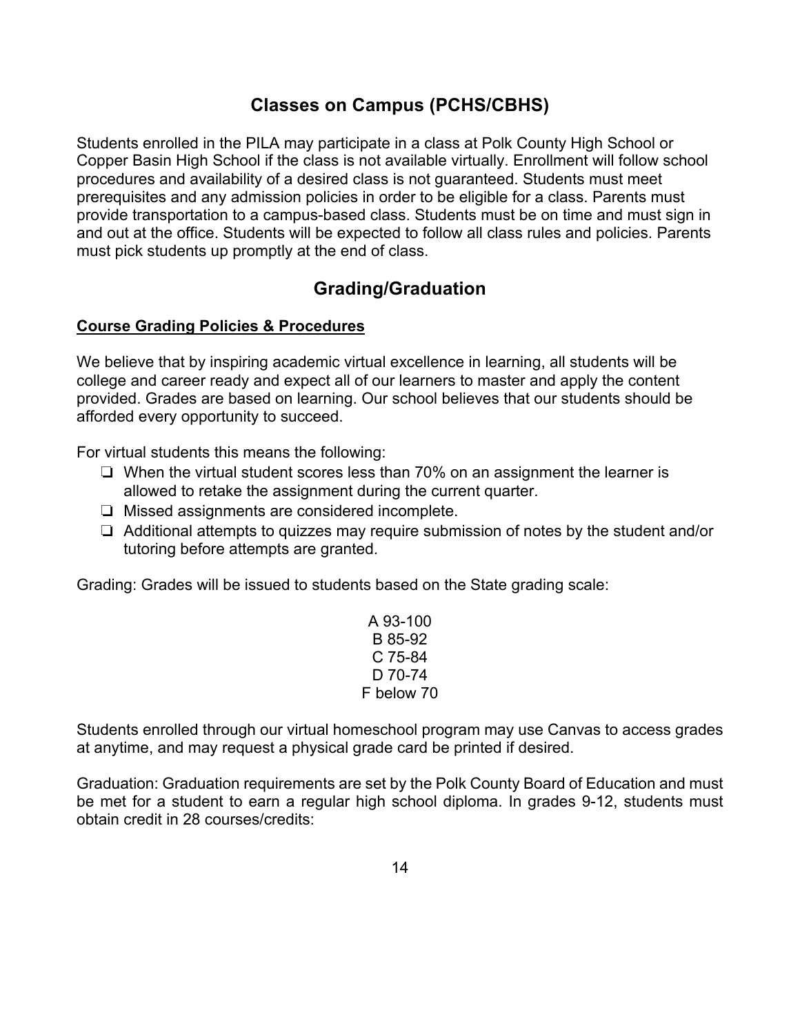## Classes on Campus (PCHS/CBHS)

Students enrolled in the PILA may participate in a class at Polk County High School or Copper Basin High School if the class is not available virtually. Enrollment will follow school procedures and availability of a desired class is not guaranteed. Students must meet prerequisites and any admission policies in order to be eligible for a class. Parents must provide transportation to a campus-based class. Students must be on time and must sign in and out at the office. Students will be expected to follow all class rules and policies. Parents must pick students up promptly at the end of class.

## Grading/Graduation

### Course Grading Policies & Procedures

We believe that by inspiring academic virtual excellence in learning, all students will be college and career ready and expect all of our learners to master and apply the content provided. Grades are based on learning. Our school believes that our students should be afforded every opportunity to succeed.

For virtual students this means the following:

- When the virtual student scores less than 70% on an assignment the learner is allowed to retake the assignment during the current quarter.
- Missed assignments are considered incomplete.
- Additional attempts to quizzes may require submission of notes by the student and/or tutoring before attempts are granted.

Grading: Grades will be issued to students based on the State grading scale:

A 93-100
B 85-92
C 75-84
D 70-74
F below 70

Students enrolled through our virtual homeschool program may use Canvas to access grades at anytime, and may request a physical grade card be printed if desired.

Graduation: Graduation requirements are set by the Polk County Board of Education and must be met for a student to earn a regular high school diploma. In grades 9-12, students must obtain credit in 28 courses/credits: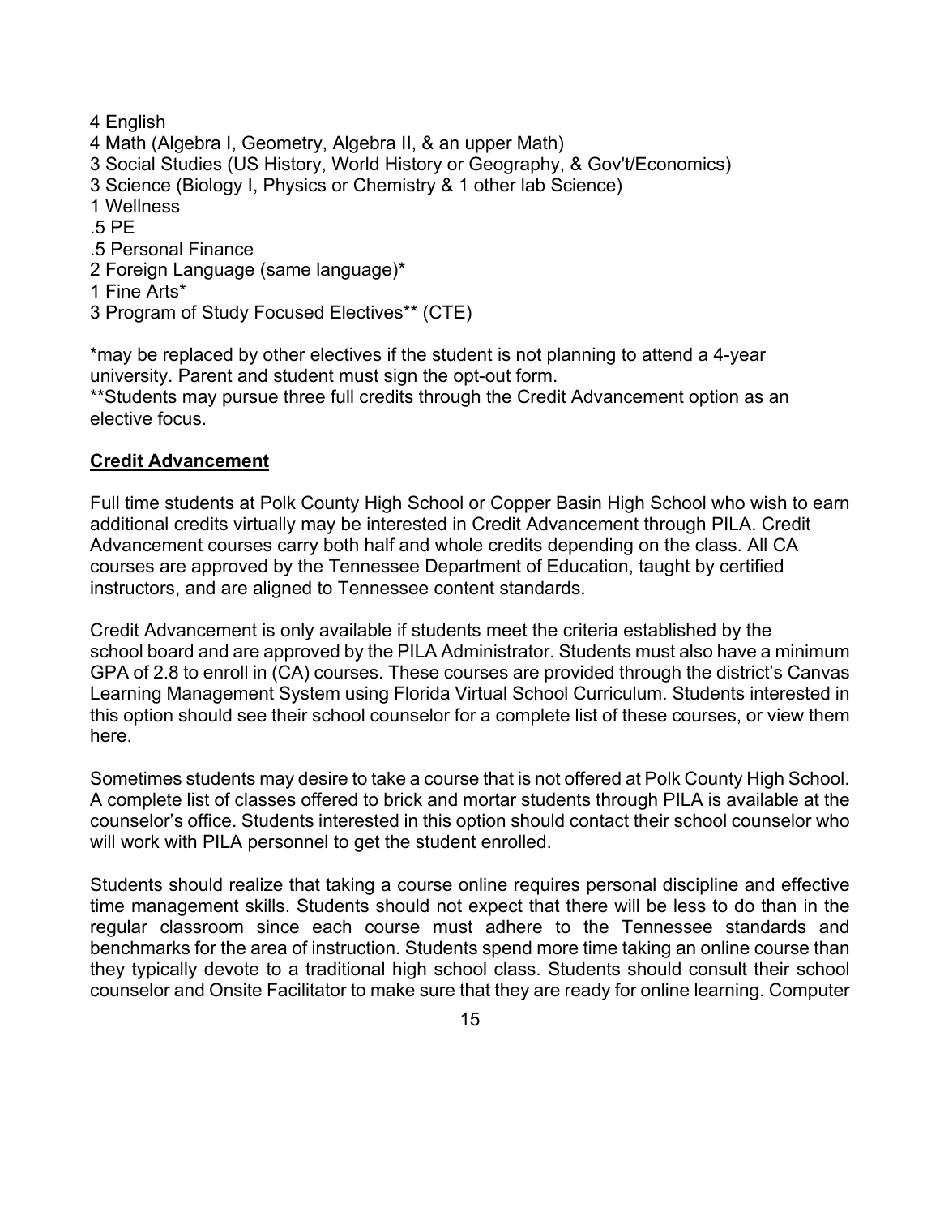4 English
4 Math (Algebra I, Geometry, Algebra II, & an upper Math)
3 Social Studies (US History, World History or Geography, & Gov't/Economics)
3 Science (Biology I, Physics or Chemistry & 1 other lab Science)
1 Wellness
.5 PE
.5 Personal Finance
2 Foreign Language (same language)*
1 Fine Arts*
3 Program of Study Focused Electives** (CTE)

*may be replaced by other electives if the student is not planning to attend a 4-year university. Parent and student must sign the opt-out form.
**Students may pursue three full credits through the Credit Advancement option as an elective focus.

**Credit Advancement**

Full time students at Polk County High School or Copper Basin High School who wish to earn additional credits virtually may be interested in Credit Advancement through PILA. Credit Advancement courses carry both half and whole credits depending on the class. All CA courses are approved by the Tennessee Department of Education, taught by certified instructors, and are aligned to Tennessee content standards.

Credit Advancement is only available if students meet the criteria established by the school board and are approved by the PILA Administrator. Students must also have a minimum GPA of 2.8 to enroll in (CA) courses. These courses are provided through the district's Canvas Learning Management System using Florida Virtual School Curriculum. Students interested in this option should see their school counselor for a complete list of these courses, or view them here.

Sometimes students may desire to take a course that is not offered at Polk County High School. A complete list of classes offered to brick and mortar students through PILA is available at the counselor's office. Students interested in this option should contact their school counselor who will work with PILA personnel to get the student enrolled.

Students should realize that taking a course online requires personal discipline and effective time management skills. Students should not expect that there will be less to do than in the regular classroom since each course must adhere to the Tennessee standards and benchmarks for the area of instruction. Students spend more time taking an online course than they typically devote to a traditional high school class. Students should consult their school counselor and Onsite Facilitator to make sure that they are ready for online learning. Computer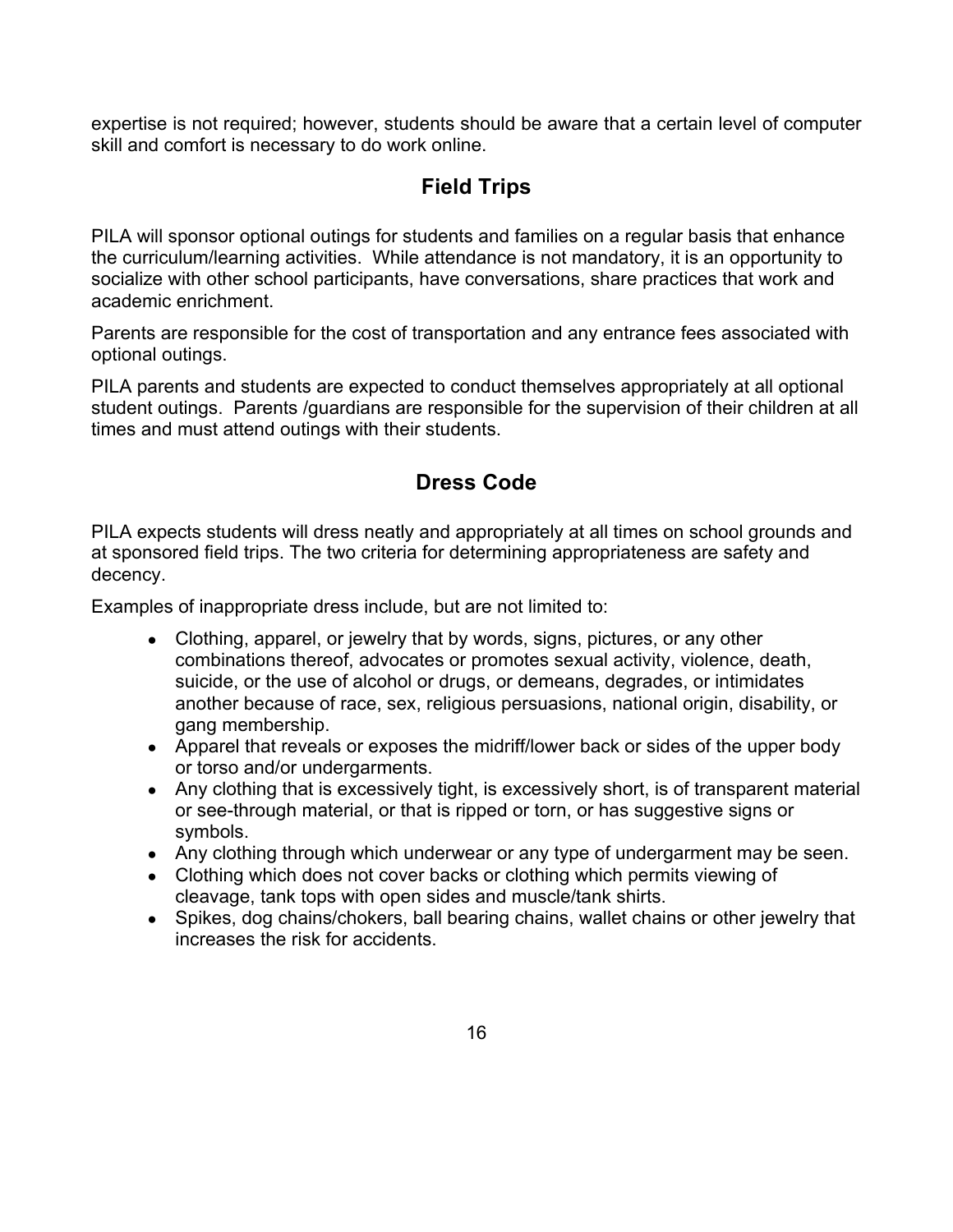expertise is not required; however, students should be aware that a certain level of computer skill and comfort is necessary to do work online.

## Field Trips

PILA will sponsor optional outings for students and families on a regular basis that enhance the curriculum/learning activities. While attendance is not mandatory, it is an opportunity to socialize with other school participants, have conversations, share practices that work and academic enrichment.

Parents are responsible for the cost of transportation and any entrance fees associated with optional outings.

PILA parents and students are expected to conduct themselves appropriately at all optional student outings. Parents /guardians are responsible for the supervision of their children at all times and must attend outings with their students.

## Dress Code

PILA expects students will dress neatly and appropriately at all times on school grounds and at sponsored field trips. The two criteria for determining appropriateness are safety and decency.

Examples of inappropriate dress include, but are not limited to:

- Clothing, apparel, or jewelry that by words, signs, pictures, or any other combinations thereof, advocates or promotes sexual activity, violence, death, suicide, or the use of alcohol or drugs, or demeans, degrades, or intimidates another because of race, sex, religious persuasions, national origin, disability, or gang membership.
- Apparel that reveals or exposes the midriff/lower back or sides of the upper body or torso and/or undergarments.
- Any clothing that is excessively tight, is excessively short, is of transparent material or see-through material, or that is ripped or torn, or has suggestive signs or symbols.
- Any clothing through which underwear or any type of undergarment may be seen.
- Clothing which does not cover backs or clothing which permits viewing of cleavage, tank tops with open sides and muscle/tank shirts.
- Spikes, dog chains/chokers, ball bearing chains, wallet chains or other jewelry that increases the risk for accidents.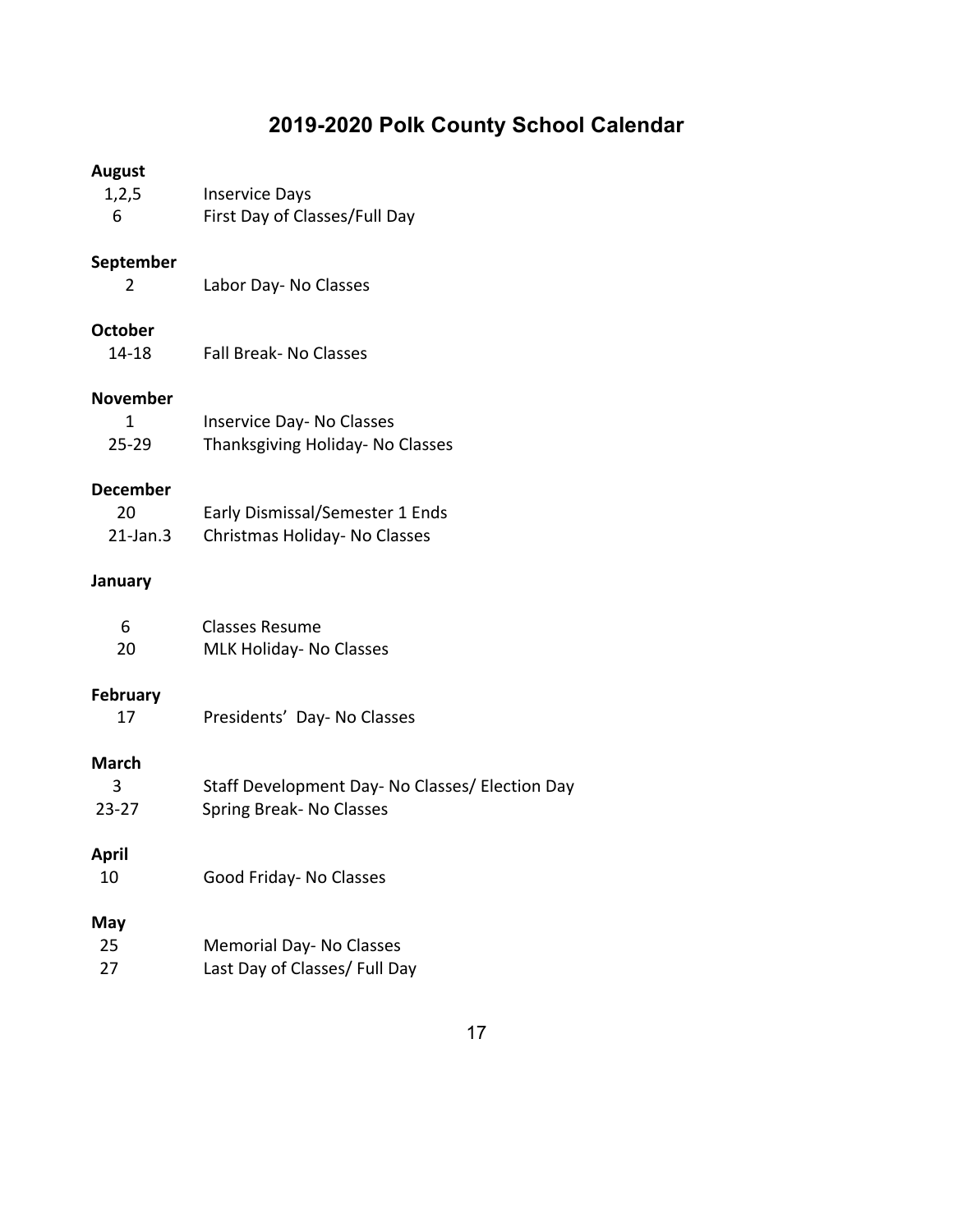# 2019-2020 Polk County School Calendar

**August**

| | |
|---|---|
| 1,2,5 | Inservice Days |
| 6 | First Day of Classes/Full Day |

**September**

| | |
|---|---|
| 2 | Labor Day- No Classes |

**October**

| | |
|---|---|
| 14-18 | Fall Break- No Classes |

**November**

| | |
|---|---|
| 1 | Inservice Day- No Classes |
| 25-29 | Thanksgiving Holiday- No Classes |

**December**

| | |
|---|---|
| 20 | Early Dismissal/Semester 1 Ends |
| 21-Jan.3 | Christmas Holiday- No Classes |

**January**

| | |
|---|---|
| 6 | Classes Resume |
| 20 | MLK Holiday- No Classes |

**February**

| | |
|---|---|
| 17 | Presidents' Day- No Classes |

**March**

| | |
|---|---|
| 3 | Staff Development Day- No Classes/ Election Day |
| 23-27 | Spring Break- No Classes |

**April**

| | |
|---|---|
| 10 | Good Friday- No Classes |

**May**

| | |
|---|---|
| 25 | Memorial Day- No Classes |
| 27 | Last Day of Classes/ Full Day |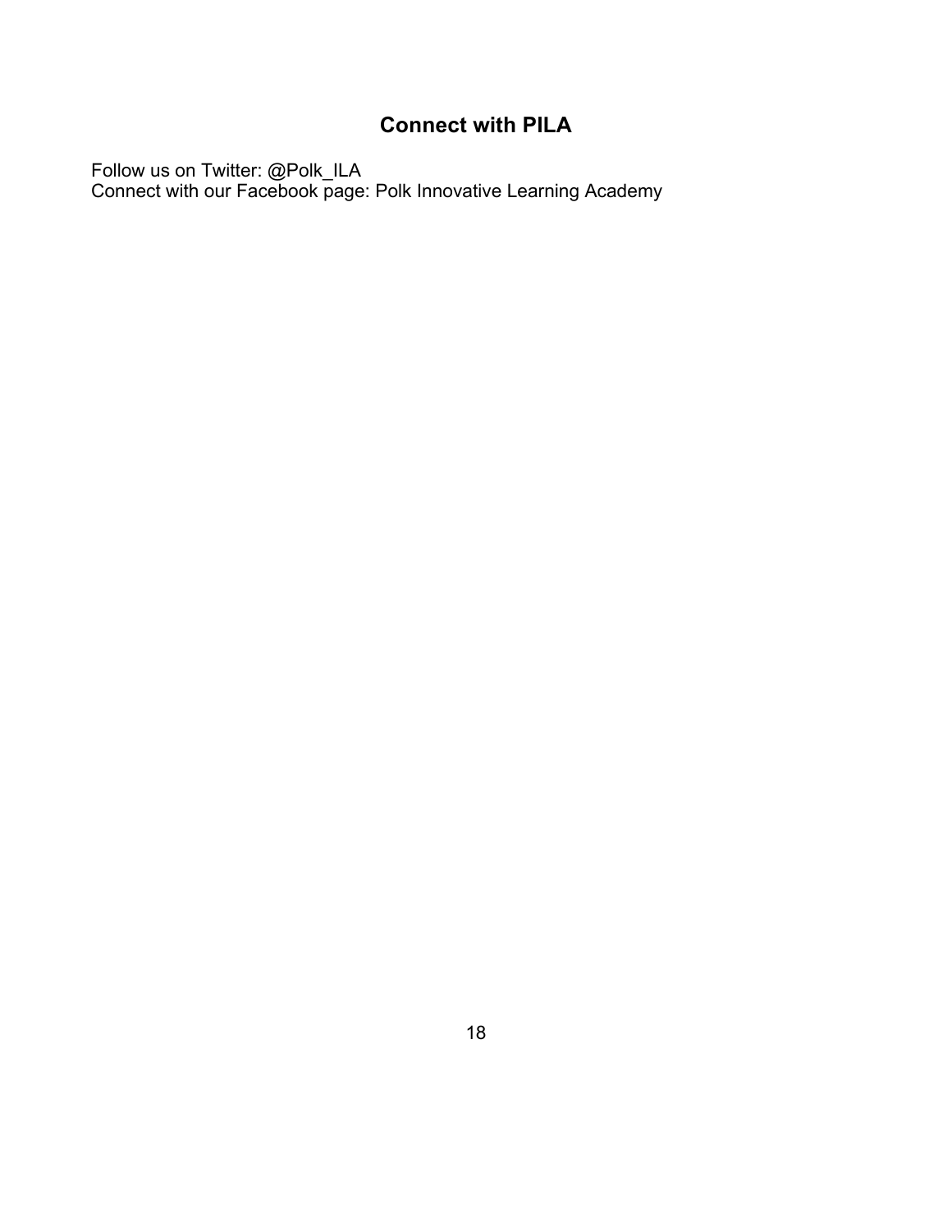## Connect with PILA

Follow us on Twitter: @Polk_ILA
Connect with our Facebook page: Polk Innovative Learning Academy